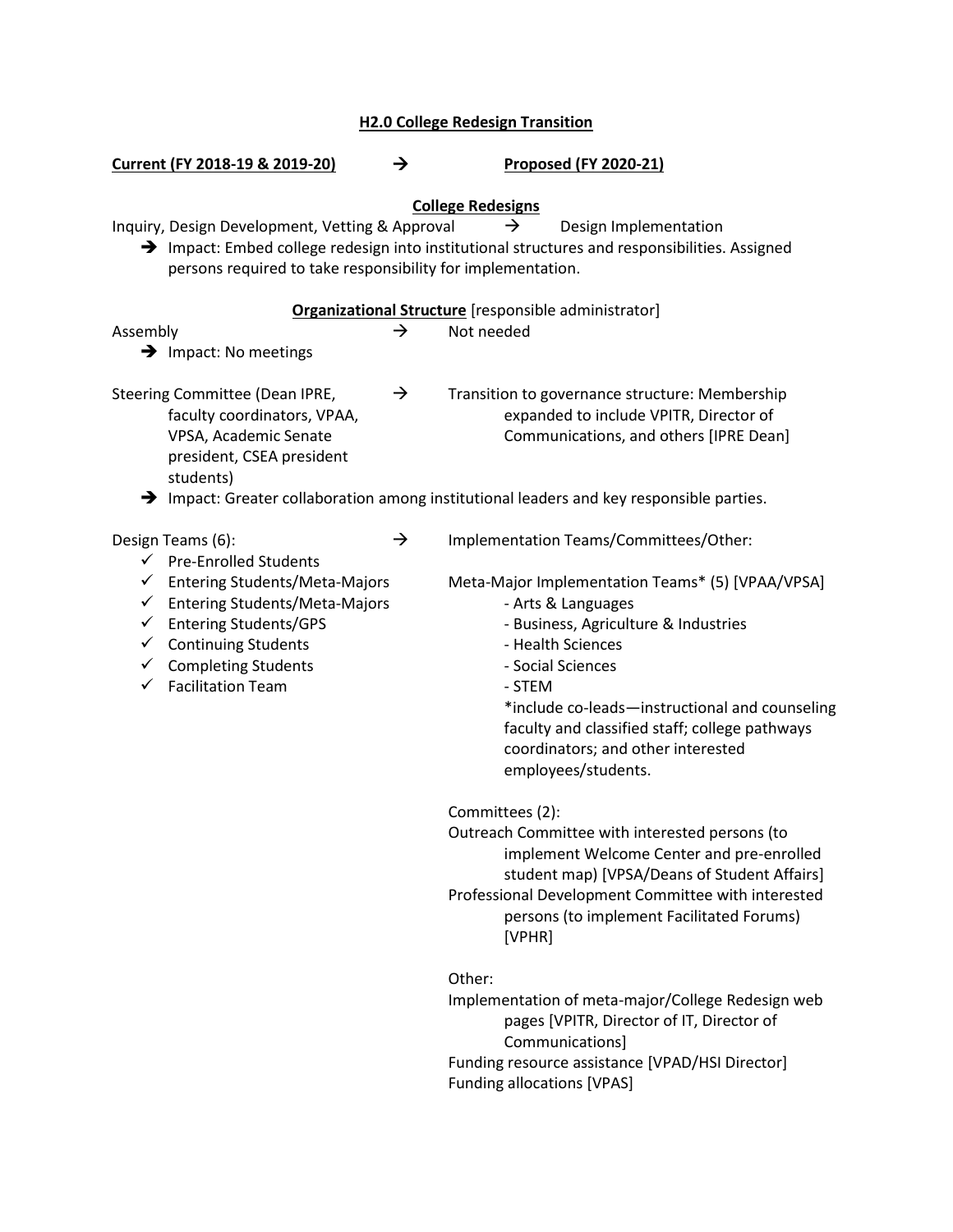# H2.0 College Redesign Transition

**Current (FY 2018-19 & 2019-20)** → **Proposed (FY 2020-21)**

## College Redesigns

Inquiry, Design Development, Vetting & Approval → Design Implementation

- ➔ Impact: Embed college redesign into institutional structures and responsibilities. Assigned persons required to take responsibility for implementation.

## Organizational Structure [responsible administrator]

Assembly → Not needed

- ➔ Impact: No meetings

Steering Committee (Dean IPRE, faculty coordinators, VPAA, VPSA, Academic Senate president, CSEA president students) → Transition to governance structure: Membership expanded to include VPITR, Director of Communications, and others [IPRE Dean]

- ➔ Impact: Greater collaboration among institutional leaders and key responsible parties.

Design Teams (6):

- ✓ Pre-Enrolled Students
- ✓ Entering Students/Meta-Majors
- ✓ Entering Students/Meta-Majors
- ✓ Entering Students/GPS
- ✓ Continuing Students
- ✓ Completing Students
- ✓ Facilitation Team

→ Implementation Teams/Committees/Other:

Meta-Major Implementation Teams* (5) [VPAA/VPSA]

- Arts & Languages
- Business, Agriculture & Industries
- Health Sciences
- Social Sciences
- STEM

*include co-leads—instructional and counseling faculty and classified staff; college pathways coordinators; and other interested employees/students.

Committees (2):

Outreach Committee with interested persons (to implement Welcome Center and pre-enrolled student map) [VPSA/Deans of Student Affairs]

Professional Development Committee with interested persons (to implement Facilitated Forums) [VPHR]

Other:

Implementation of meta-major/College Redesign web pages [VPITR, Director of IT, Director of Communications]

Funding resource assistance [VPAD/HSI Director]

Funding allocations [VPAS]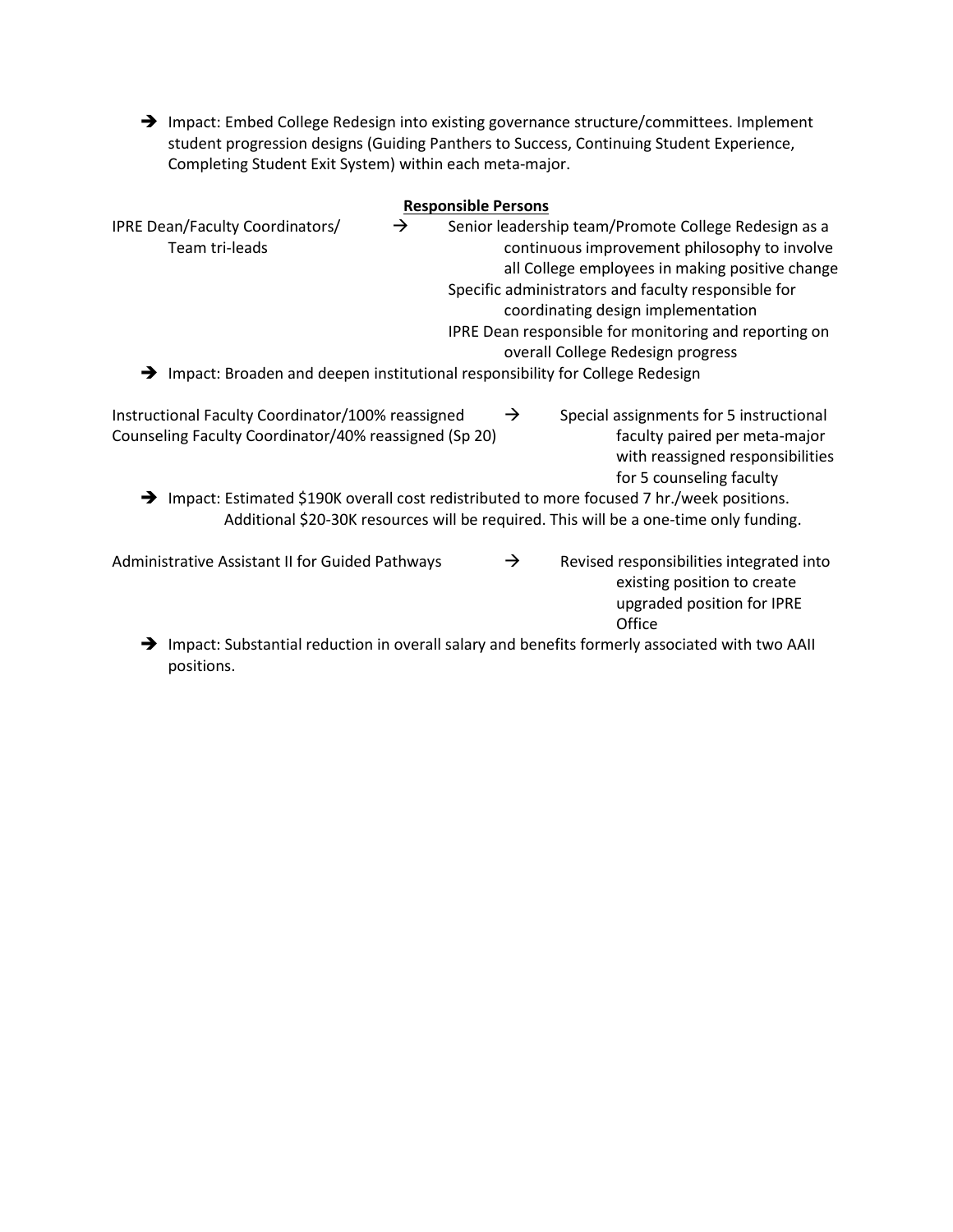➔ Impact: Embed College Redesign into existing governance structure/committees. Implement student progression designs (Guiding Panthers to Success, Continuing Student Experience, Completing Student Exit System) within each meta-major.

**Responsible Persons**

IPRE Dean/Faculty Coordinators/ Team tri-leads → Senior leadership team/Promote College Redesign as a continuous improvement philosophy to involve all College employees in making positive change
Specific administrators and faculty responsible for coordinating design implementation
IPRE Dean responsible for monitoring and reporting on overall College Redesign progress

➔ Impact: Broaden and deepen institutional responsibility for College Redesign

Instructional Faculty Coordinator/100% reassigned
Counseling Faculty Coordinator/40% reassigned (Sp 20) → Special assignments for 5 instructional faculty paired per meta-major with reassigned responsibilities for 5 counseling faculty

➔ Impact: Estimated $190K overall cost redistributed to more focused 7 hr./week positions. Additional $20-30K resources will be required. This will be a one-time only funding.

Administrative Assistant II for Guided Pathways → Revised responsibilities integrated into existing position to create upgraded position for IPRE Office

➔ Impact: Substantial reduction in overall salary and benefits formerly associated with two AAII positions.